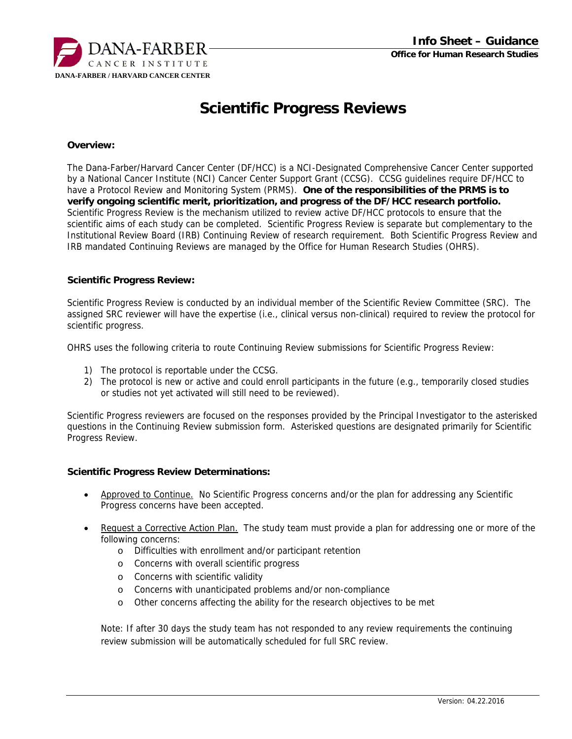# Scientific Progress Reviews

## Overview:

The Dana-Farber/Harvard Cancer Center (DF/HCC) is a NCI-Designated Comprehensive Cancer Center supported by a National Cancer Institute (NCI) Cancer Center Support Grant (CCSG). CCSG guidelines require DF/HCC to have a Protocol Review and Monitoring System (PRMS). **One of the responsibilities of the PRMS is to verify ongoing scientific merit, prioritization, and progress of the DF/HCC research portfolio.** Scientific Progress Review is the mechanism utilized to review active DF/HCC protocols to ensure that the scientific aims of each study can be completed. Scientific Progress Review is separate but complementary to the Institutional Review Board (IRB) Continuing Review of research requirement. Both Scientific Progress Review and IRB mandated Continuing Reviews are managed by the Office for Human Research Studies (OHRS).

## Scientific Progress Review:

Scientific Progress Review is conducted by an individual member of the Scientific Review Committee (SRC). The assigned SRC reviewer will have the expertise (i.e., clinical versus non-clinical) required to review the protocol for scientific progress.

OHRS uses the following criteria to route Continuing Review submissions for Scientific Progress Review:

1) The protocol is reportable under the CCSG.
2) The protocol is new or active and could enroll participants in the future (e.g., temporarily closed studies or studies not yet activated will still need to be reviewed).

Scientific Progress reviewers are focused on the responses provided by the Principal Investigator to the asterisked questions in the Continuing Review submission form. Asterisked questions are designated primarily for Scientific Progress Review.

## Scientific Progress Review Determinations:

- Approved to Continue. No Scientific Progress concerns and/or the plan for addressing any Scientific Progress concerns have been accepted.

- Request a Corrective Action Plan. The study team must provide a plan for addressing one or more of the following concerns:
  - Difficulties with enrollment and/or participant retention
  - Concerns with overall scientific progress
  - Concerns with scientific validity
  - Concerns with unanticipated problems and/or non-compliance
  - Other concerns affecting the ability for the research objectives to be met

  Note: If after 30 days the study team has not responded to any review requirements the continuing review submission will be automatically scheduled for full SRC review.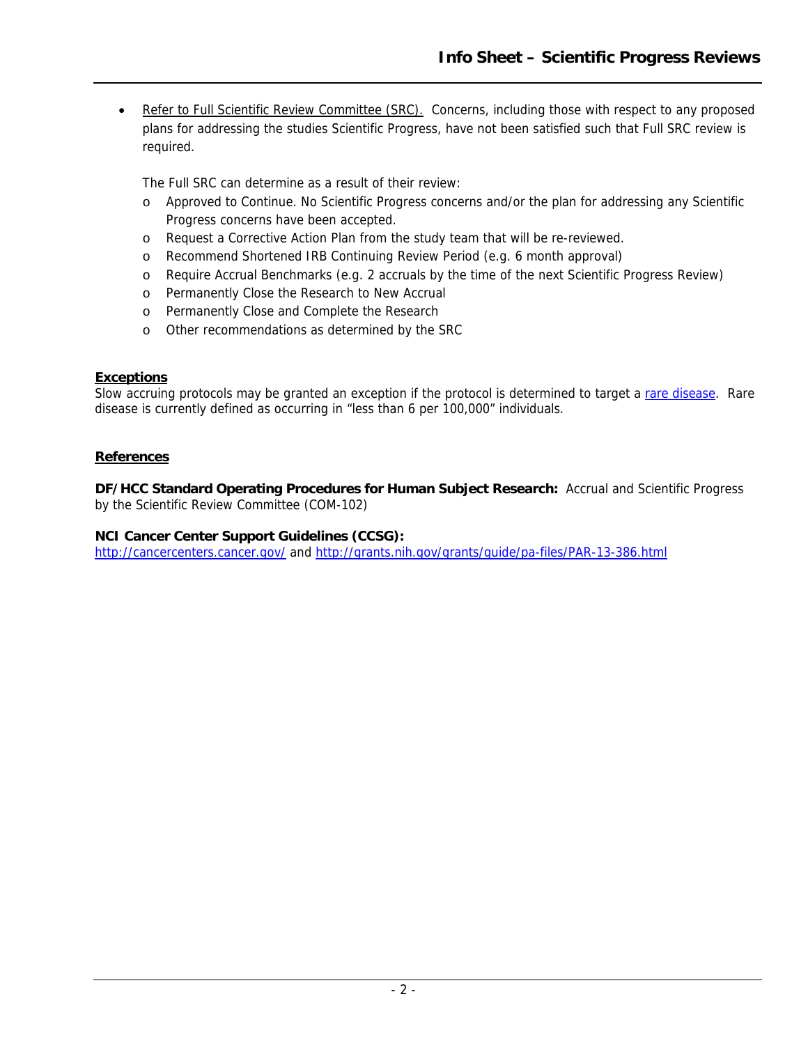- Refer to Full Scientific Review Committee (SRC). Concerns, including those with respect to any proposed plans for addressing the studies Scientific Progress, have not been satisfied such that Full SRC review is required.

  The Full SRC can determine as a result of their review:

  - Approved to Continue. No Scientific Progress concerns and/or the plan for addressing any Scientific Progress concerns have been accepted.
  - Request a Corrective Action Plan from the study team that will be re-reviewed.
  - Recommend Shortened IRB Continuing Review Period (e.g. 6 month approval)
  - Require Accrual Benchmarks (e.g. 2 accruals by the time of the next Scientific Progress Review)
  - Permanently Close the Research to New Accrual
  - Permanently Close and Complete the Research
  - Other recommendations as determined by the SRC

## Exceptions

Slow accruing protocols may be granted an exception if the protocol is determined to target a rare disease. Rare disease is currently defined as occurring in "less than 6 per 100,000" individuals.

## References

**DF/HCC Standard Operating Procedures for Human Subject Research:** Accrual and Scientific Progress by the Scientific Review Committee (COM-102)

**NCI Cancer Center Support Guidelines (CCSG):**
http://cancercenters.cancer.gov/ and http://grants.nih.gov/grants/guide/pa-files/PAR-13-386.html